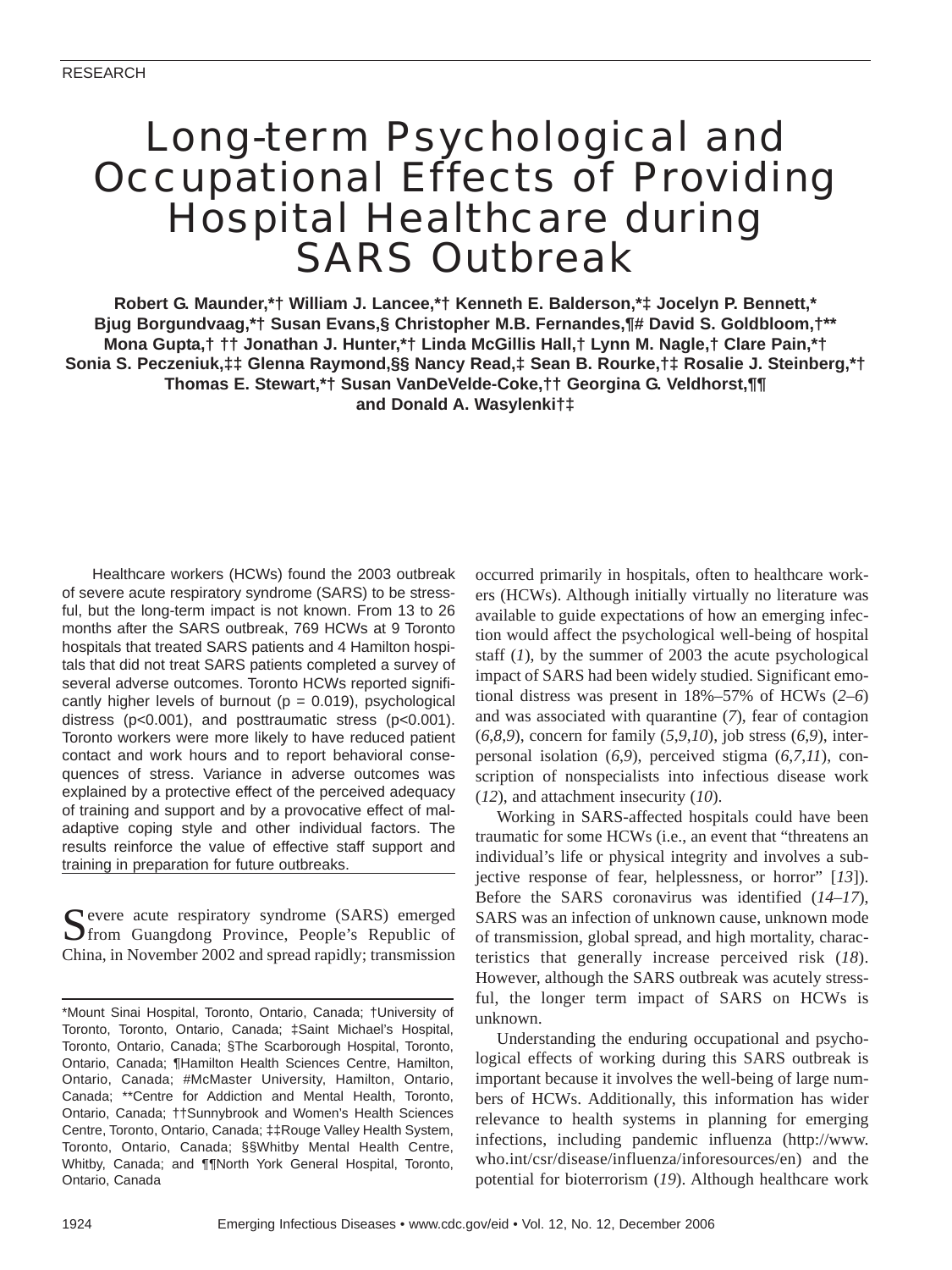RESEARCH

# Long-term Psychological and Occupational Effects of Providing Hospital Healthcare during SARS Outbreak

**Robert G. Maunder,*† William J. Lancee,*† Kenneth E. Balderson,*‡ Jocelyn P. Bennett,* Bjug Borgundvaag,*† Susan Evans,§ Christopher M.B. Fernandes,¶# David S. Goldbloom,†** Mona Gupta,† †† Jonathan J. Hunter,*† Linda McGillis Hall,† Lynn M. Nagle,† Clare Pain,*† Sonia S. Peczeniuk,‡‡ Glenna Raymond,§§ Nancy Read,‡ Sean B. Rourke,†‡ Rosalie J. Steinberg,*† Thomas E. Stewart,*† Susan VanDeVelde-Coke,†† Georgina G. Veldhorst,¶¶ and Donald A. Wasylenki†‡**

Healthcare workers (HCWs) found the 2003 outbreak of severe acute respiratory syndrome (SARS) to be stressful, but the long-term impact is not known. From 13 to 26 months after the SARS outbreak, 769 HCWs at 9 Toronto hospitals that treated SARS patients and 4 Hamilton hospitals that did not treat SARS patients completed a survey of several adverse outcomes. Toronto HCWs reported significantly higher levels of burnout ($p = 0.019$), psychological distress ($p<0.001$), and posttraumatic stress ($p<0.001$). Toronto workers were more likely to have reduced patient contact and work hours and to report behavioral consequences of stress. Variance in adverse outcomes was explained by a protective effect of the perceived adequacy of training and support and by a provocative effect of maladaptive coping style and other individual factors. The results reinforce the value of effective staff support and training in preparation for future outbreaks.

Severe acute respiratory syndrome (SARS) emerged from Guangdong Province, People's Republic of China, in November 2002 and spread rapidly; transmission occurred primarily in hospitals, often to healthcare workers (HCWs). Although initially virtually no literature was available to guide expectations of how an emerging infection would affect the psychological well-being of hospital staff (*1*), by the summer of 2003 the acute psychological impact of SARS had been widely studied. Significant emotional distress was present in 18%–57% of HCWs (*2*–*6*) and was associated with quarantine (*7*), fear of contagion (*6*,*8*,*9*), concern for family (*5*,*9*,*10*), job stress (*6*,*9*), interpersonal isolation (*6*,*9*), perceived stigma (*6*,*7*,*11*), conscription of nonspecialists into infectious disease work (*12*), and attachment insecurity (*10*).

Working in SARS-affected hospitals could have been traumatic for some HCWs (i.e., an event that "threatens an individual's life or physical integrity and involves a subjective response of fear, helplessness, or horror" [*13*]). Before the SARS coronavirus was identified (*14*–*17*), SARS was an infection of unknown cause, unknown mode of transmission, global spread, and high mortality, characteristics that generally increase perceived risk (*18*). However, although the SARS outbreak was acutely stressful, the longer term impact of SARS on HCWs is unknown.

Understanding the enduring occupational and psychological effects of working during this SARS outbreak is important because it involves the well-being of large numbers of HCWs. Additionally, this information has wider relevance to health systems in planning for emerging infections, including pandemic influenza (http://www.who.int/csr/disease/influenza/inforesources/en) and the potential for bioterrorism (*19*). Although healthcare work

*Mount Sinai Hospital, Toronto, Ontario, Canada; †University of Toronto, Toronto, Ontario, Canada; ‡Saint Michael's Hospital, Toronto, Ontario, Canada; §The Scarborough Hospital, Toronto, Ontario, Canada; ¶Hamilton Health Sciences Centre, Hamilton, Ontario, Canada; #McMaster University, Hamilton, Ontario, Canada; **Centre for Addiction and Mental Health, Toronto, Ontario, Canada; ††Sunnybrook and Women's Health Sciences Centre, Toronto, Ontario, Canada; ‡‡Rouge Valley Health System, Toronto, Ontario, Canada; §§Whitby Mental Health Centre, Whitby, Canada; and ¶¶North York General Hospital, Toronto, Ontario, Canada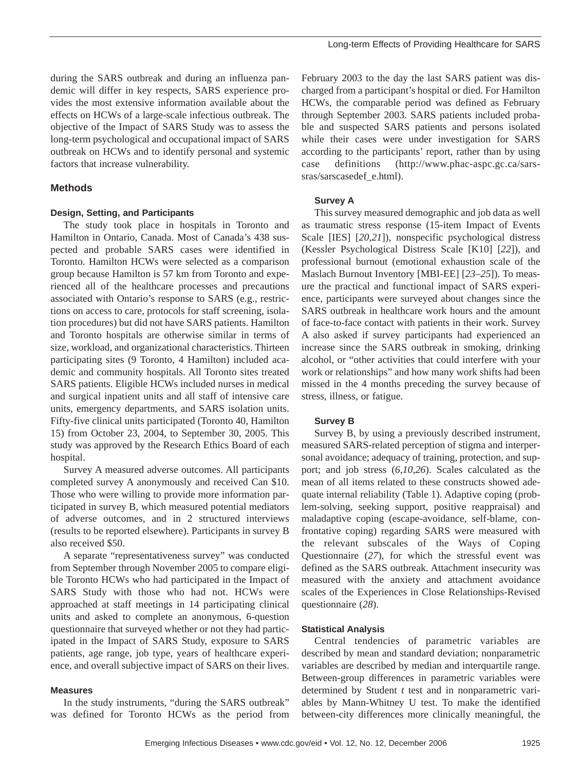during the SARS outbreak and during an influenza pandemic will differ in key respects, SARS experience provides the most extensive information available about the effects on HCWs of a large-scale infectious outbreak. The objective of the Impact of SARS Study was to assess the long-term psychological and occupational impact of SARS outbreak on HCWs and to identify personal and systemic factors that increase vulnerability.

## Methods

### Design, Setting, and Participants

The study took place in hospitals in Toronto and Hamilton in Ontario, Canada. Most of Canada's 438 suspected and probable SARS cases were identified in Toronto. Hamilton HCWs were selected as a comparison group because Hamilton is 57 km from Toronto and experienced all of the healthcare processes and precautions associated with Ontario's response to SARS (e.g., restrictions on access to care, protocols for staff screening, isolation procedures) but did not have SARS patients. Hamilton and Toronto hospitals are otherwise similar in terms of size, workload, and organizational characteristics. Thirteen participating sites (9 Toronto, 4 Hamilton) included academic and community hospitals. All Toronto sites treated SARS patients. Eligible HCWs included nurses in medical and surgical inpatient units and all staff of intensive care units, emergency departments, and SARS isolation units. Fifty-five clinical units participated (Toronto 40, Hamilton 15) from October 23, 2004, to September 30, 2005. This study was approved by the Research Ethics Board of each hospital.

Survey A measured adverse outcomes. All participants completed survey A anonymously and received Can $10. Those who were willing to provide more information participated in survey B, which measured potential mediators of adverse outcomes, and in 2 structured interviews (results to be reported elsewhere). Participants in survey B also received $50.

A separate "representativeness survey" was conducted from September through November 2005 to compare eligible Toronto HCWs who had participated in the Impact of SARS Study with those who had not. HCWs were approached at staff meetings in 14 participating clinical units and asked to complete an anonymous, 6-question questionnaire that surveyed whether or not they had participated in the Impact of SARS Study, exposure to SARS patients, age range, job type, years of healthcare experience, and overall subjective impact of SARS on their lives.

### Measures

In the study instruments, "during the SARS outbreak" was defined for Toronto HCWs as the period from February 2003 to the day the last SARS patient was discharged from a participant's hospital or died. For Hamilton HCWs, the comparable period was defined as February through September 2003. SARS patients included probable and suspected SARS patients and persons isolated while their cases were under investigation for SARS according to the participants' report, rather than by using case definitions (http://www.phac-aspc.gc.ca/sars-sras/sarscasedef_e.html).

#### Survey A

This survey measured demographic and job data as well as traumatic stress response (15-item Impact of Events Scale [IES] [*20*,*21*]), nonspecific psychological distress (Kessler Psychological Distress Scale [K10] [*22*]), and professional burnout (emotional exhaustion scale of the Maslach Burnout Inventory [MBI-EE] [*23*–*25*]). To measure the practical and functional impact of SARS experience, participants were surveyed about changes since the SARS outbreak in healthcare work hours and the amount of face-to-face contact with patients in their work. Survey A also asked if survey participants had experienced an increase since the SARS outbreak in smoking, drinking alcohol, or "other activities that could interfere with your work or relationships" and how many work shifts had been missed in the 4 months preceding the survey because of stress, illness, or fatigue.

#### Survey B

Survey B, by using a previously described instrument, measured SARS-related perception of stigma and interpersonal avoidance; adequacy of training, protection, and support; and job stress (*6*,*10*,*26*). Scales calculated as the mean of all items related to these constructs showed adequate internal reliability (Table 1). Adaptive coping (problem-solving, seeking support, positive reappraisal) and maladaptive coping (escape-avoidance, self-blame, confrontative coping) regarding SARS were measured with the relevant subscales of the Ways of Coping Questionnaire (*27*), for which the stressful event was defined as the SARS outbreak. Attachment insecurity was measured with the anxiety and attachment avoidance scales of the Experiences in Close Relationships-Revised questionnaire (*28*).

### Statistical Analysis

Central tendencies of parametric variables are described by mean and standard deviation; nonparametric variables are described by median and interquartile range. Between-group differences in parametric variables were determined by Student *t* test and in nonparametric variables by Mann-Whitney U test. To make the identified between-city differences more clinically meaningful, the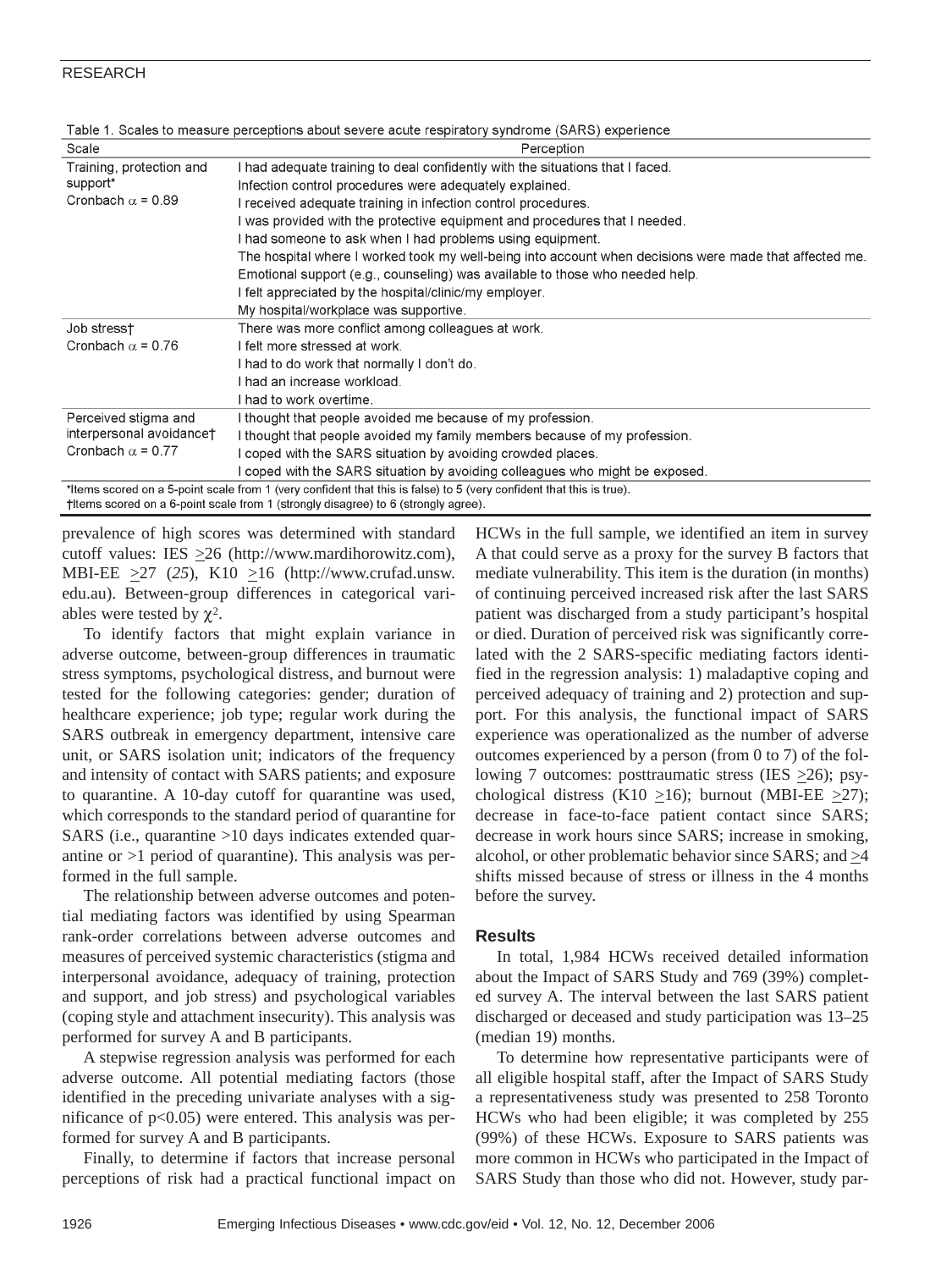Table 1. Scales to measure perceptions about severe acute respiratory syndrome (SARS) experience

| Scale | Perception |
|---|---|
| Training, protection and support* Cronbach α = 0.89 | I had adequate training to deal confidently with the situations that I faced. |
| | Infection control procedures were adequately explained. |
| | I received adequate training in infection control procedures. |
| | I was provided with the protective equipment and procedures that I needed. |
| | I had someone to ask when I had problems using equipment. |
| | The hospital where I worked took my well-being into account when decisions were made that affected me. |
| | Emotional support (e.g., counseling) was available to those who needed help. |
| | I felt appreciated by the hospital/clinic/my employer. |
| | My hospital/workplace was supportive. |
| Job stress† Cronbach α = 0.76 | There was more conflict among colleagues at work. |
| | I felt more stressed at work. |
| | I had to do work that normally I don't do. |
| | I had an increase workload. |
| | I had to work overtime. |
| Perceived stigma and interpersonal avoidance† Cronbach α = 0.77 | I thought that people avoided me because of my profession. |
| | I thought that people avoided my family members because of my profession. |
| | I coped with the SARS situation by avoiding crowded places. |
| | I coped with the SARS situation by avoiding colleagues who might be exposed. |

*Items scored on a 5-point scale from 1 (very confident that this is false) to 5 (very confident that this is true).
†Items scored on a 6-point scale from 1 (strongly disagree) to 6 (strongly agree).

prevalence of high scores was determined with standard cutoff values: IES ≥26 (http://www.mardihorowitz.com), MBI-EE ≥27 (*25*), K10 ≥16 (http://www.crufad.unsw.edu.au). Between-group differences in categorical variables were tested by $\chi^2$.

To identify factors that might explain variance in adverse outcome, between-group differences in traumatic stress symptoms, psychological distress, and burnout were tested for the following categories: gender; duration of healthcare experience; job type; regular work during the SARS outbreak in emergency department, intensive care unit, or SARS isolation unit; indicators of the frequency and intensity of contact with SARS patients; and exposure to quarantine. A 10-day cutoff for quarantine was used, which corresponds to the standard period of quarantine for SARS (i.e., quarantine >10 days indicates extended quarantine or >1 period of quarantine). This analysis was performed in the full sample.

The relationship between adverse outcomes and potential mediating factors was identified by using Spearman rank-order correlations between adverse outcomes and measures of perceived systemic characteristics (stigma and interpersonal avoidance, adequacy of training, protection and support, and job stress) and psychological variables (coping style and attachment insecurity). This analysis was performed for survey A and B participants.

A stepwise regression analysis was performed for each adverse outcome. All potential mediating factors (those identified in the preceding univariate analyses with a significance of $p<0.05$) were entered. This analysis was performed for survey A and B participants.

Finally, to determine if factors that increase personal perceptions of risk had a practical functional impact on HCWs in the full sample, we identified an item in survey A that could serve as a proxy for the survey B factors that mediate vulnerability. This item is the duration (in months) of continuing perceived increased risk after the last SARS patient was discharged from a study participant's hospital or died. Duration of perceived risk was significantly correlated with the 2 SARS-specific mediating factors identified in the regression analysis: 1) maladaptive coping and perceived adequacy of training and 2) protection and support. For this analysis, the functional impact of SARS experience was operationalized as the number of adverse outcomes experienced by a person (from 0 to 7) of the following 7 outcomes: posttraumatic stress (IES ≥26); psychological distress (K10 ≥16); burnout (MBI-EE ≥27); decrease in face-to-face patient contact since SARS; decrease in work hours since SARS; increase in smoking, alcohol, or other problematic behavior since SARS; and ≥4 shifts missed because of stress or illness in the 4 months before the survey.

## Results

In total, 1,984 HCWs received detailed information about the Impact of SARS Study and 769 (39%) completed survey A. The interval between the last SARS patient discharged or deceased and study participation was 13–25 (median 19) months.

To determine how representative participants were of all eligible hospital staff, after the Impact of SARS Study a representativeness study was presented to 258 Toronto HCWs who had been eligible; it was completed by 255 (99%) of these HCWs. Exposure to SARS patients was more common in HCWs who participated in the Impact of SARS Study than those who did not. However, study par-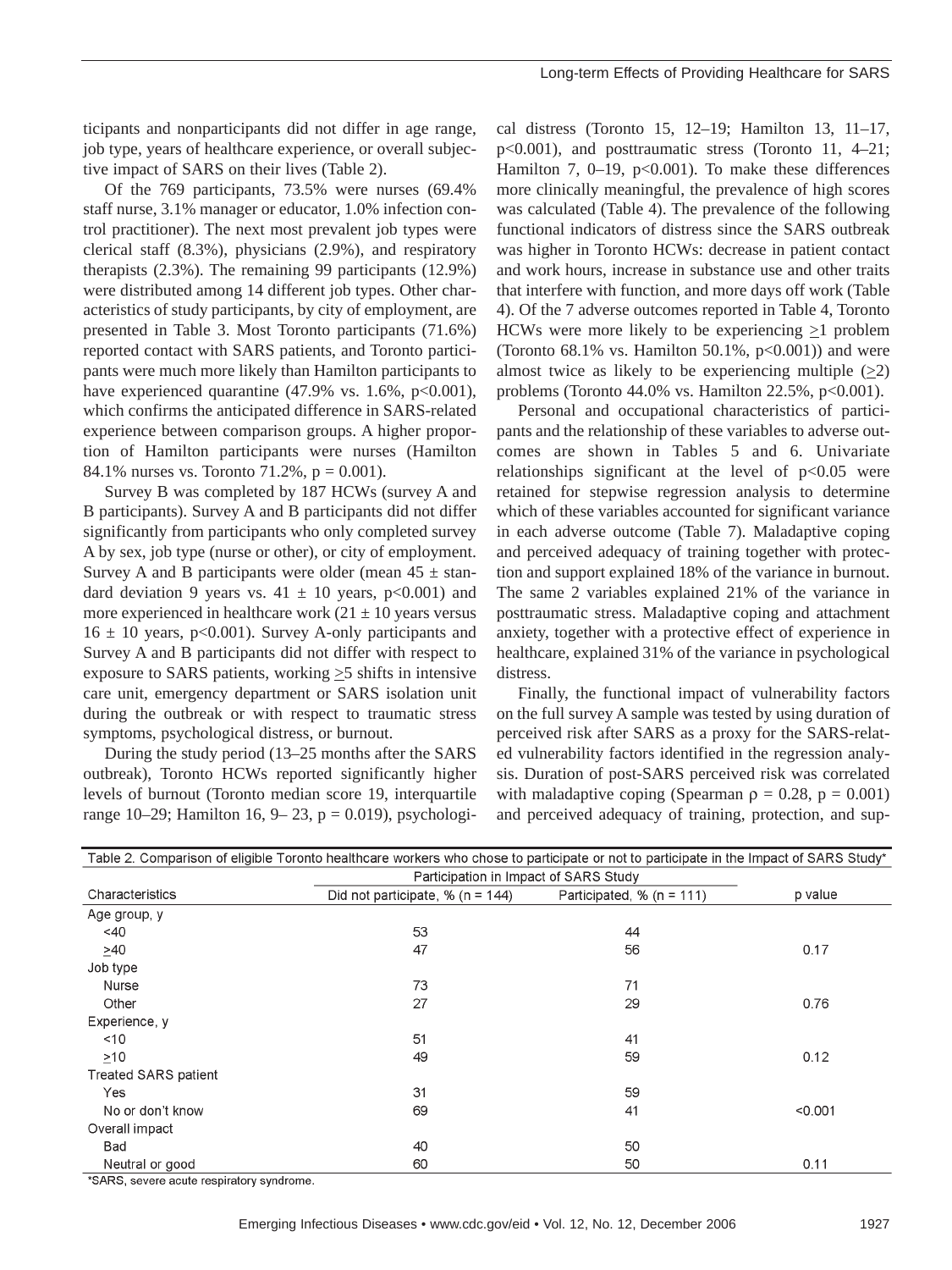ticipants and nonparticipants did not differ in age range, job type, years of healthcare experience, or overall subjective impact of SARS on their lives (Table 2).

Of the 769 participants, 73.5% were nurses (69.4% staff nurse, 3.1% manager or educator, 1.0% infection control practitioner). The next most prevalent job types were clerical staff (8.3%), physicians (2.9%), and respiratory therapists (2.3%). The remaining 99 participants (12.9%) were distributed among 14 different job types. Other characteristics of study participants, by city of employment, are presented in Table 3. Most Toronto participants (71.6%) reported contact with SARS patients, and Toronto participants were much more likely than Hamilton participants to have experienced quarantine (47.9% vs. 1.6%, $p<0.001$), which confirms the anticipated difference in SARS-related experience between comparison groups. A higher proportion of Hamilton participants were nurses (Hamilton 84.1% nurses vs. Toronto 71.2%, $p = 0.001$).

Survey B was completed by 187 HCWs (survey A and B participants). Survey A and B participants did not differ significantly from participants who only completed survey A by sex, job type (nurse or other), or city of employment. Survey A and B participants were older (mean 45 ± standard deviation 9 years vs. 41 ± 10 years, $p<0.001$) and more experienced in healthcare work (21 ± 10 years versus 16 ± 10 years, $p<0.001$). Survey A-only participants and Survey A and B participants did not differ with respect to exposure to SARS patients, working ≥5 shifts in intensive care unit, emergency department or SARS isolation unit during the outbreak or with respect to traumatic stress symptoms, psychological distress, or burnout.

During the study period (13–25 months after the SARS outbreak), Toronto HCWs reported significantly higher levels of burnout (Toronto median score 19, interquartile range 10–29; Hamilton 16, 9– 23, $p = 0.019$), psychological distress (Toronto 15, 12–19; Hamilton 13, 11–17, $p<0.001$), and posttraumatic stress (Toronto 11, 4–21; Hamilton 7, 0–19, $p<0.001$). To make these differences more clinically meaningful, the prevalence of high scores was calculated (Table 4). The prevalence of the following functional indicators of distress since the SARS outbreak was higher in Toronto HCWs: decrease in patient contact and work hours, increase in substance use and other traits that interfere with function, and more days off work (Table 4). Of the 7 adverse outcomes reported in Table 4, Toronto HCWs were more likely to be experiencing ≥1 problem (Toronto 68.1% vs. Hamilton 50.1%, $p<0.001$)) and were almost twice as likely to be experiencing multiple (≥2) problems (Toronto 44.0% vs. Hamilton 22.5%, $p<0.001$).

Personal and occupational characteristics of participants and the relationship of these variables to adverse outcomes are shown in Tables 5 and 6. Univariate relationships significant at the level of $p<0.05$ were retained for stepwise regression analysis to determine which of these variables accounted for significant variance in each adverse outcome (Table 7). Maladaptive coping and perceived adequacy of training together with protection and support explained 18% of the variance in burnout. The same 2 variables explained 21% of the variance in posttraumatic stress. Maladaptive coping and attachment anxiety, together with a protective effect of experience in healthcare, explained 31% of the variance in psychological distress.

Finally, the functional impact of vulnerability factors on the full survey A sample was tested by using duration of perceived risk after SARS as a proxy for the SARS-related vulnerability factors identified in the regression analysis. Duration of post-SARS perceived risk was correlated with maladaptive coping (Spearman $\rho = 0.28$, $p = 0.001$) and perceived adequacy of training, protection, and sup-

Table 2. Comparison of eligible Toronto healthcare workers who chose to participate or not to participate in the Impact of SARS Study*

| Characteristics | Participation in Impact of SARS Study | | p value |
|---|---|---|---|
| | Did not participate, % (n = 144) | Participated, % (n = 111) | |
| Age group, y | | | |
| <40 | 53 | 44 | |
| ≥40 | 47 | 56 | 0.17 |
| Job type | | | |
| Nurse | 73 | 71 | |
| Other | 27 | 29 | 0.76 |
| Experience, y | | | |
| <10 | 51 | 41 | |
| ≥10 | 49 | 59 | 0.12 |
| Treated SARS patient | | | |
| Yes | 31 | 59 | |
| No or don't know | 69 | 41 | <0.001 |
| Overall impact | | | |
| Bad | 40 | 50 | |
| Neutral or good | 60 | 50 | 0.11 |

*SARS, severe acute respiratory syndrome.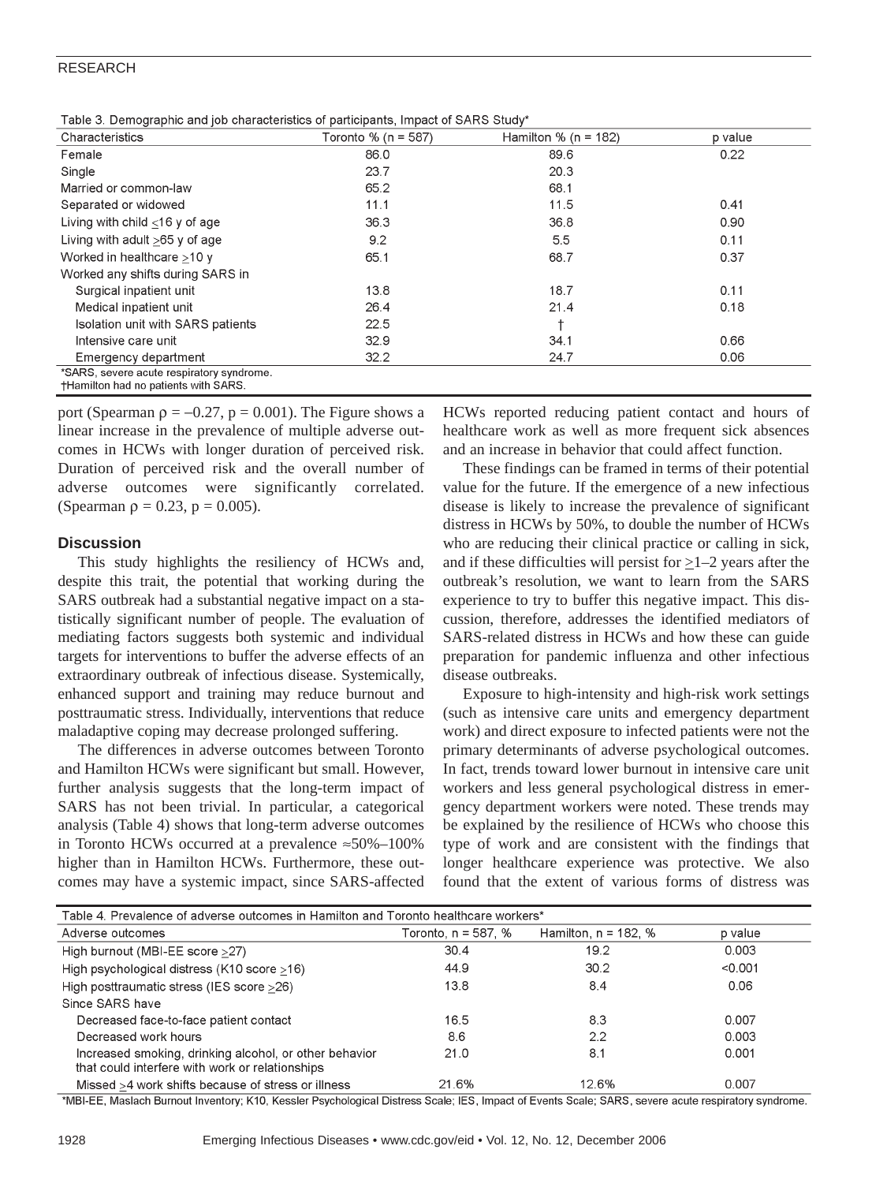Table 3. Demographic and job characteristics of participants, Impact of SARS Study*

| Characteristics | Toronto % (n = 587) | Hamilton % (n = 182) | p value |
|---|---|---|---|
| Female | 86.0 | 89.6 | 0.22 |
| Single | 23.7 | 20.3 | |
| Married or common-law | 65.2 | 68.1 | |
| Separated or widowed | 11.1 | 11.5 | 0.41 |
| Living with child ≤16 y of age | 36.3 | 36.8 | 0.90 |
| Living with adult ≥65 y of age | 9.2 | 5.5 | 0.11 |
| Worked in healthcare ≥10 y | 65.1 | 68.7 | 0.37 |
| Worked any shifts during SARS in | | | |
| Surgical inpatient unit | 13.8 | 18.7 | 0.11 |
| Medical inpatient unit | 26.4 | 21.4 | 0.18 |
| Isolation unit with SARS patients | 22.5 | † | |
| Intensive care unit | 32.9 | 34.1 | 0.66 |
| Emergency department | 32.2 | 24.7 | 0.06 |

*SARS, severe acute respiratory syndrome.
†Hamilton had no patients with SARS.

port (Spearman ρ = –0.27, p = 0.001). The Figure shows a linear increase in the prevalence of multiple adverse outcomes in HCWs with longer duration of perceived risk. Duration of perceived risk and the overall number of adverse outcomes were significantly correlated. (Spearman ρ = 0.23, p = 0.005).

## Discussion

This study highlights the resiliency of HCWs and, despite this trait, the potential that working during the SARS outbreak had a substantial negative impact on a statistically significant number of people. The evaluation of mediating factors suggests both systemic and individual targets for interventions to buffer the adverse effects of an extraordinary outbreak of infectious disease. Systemically, enhanced support and training may reduce burnout and posttraumatic stress. Individually, interventions that reduce maladaptive coping may decrease prolonged suffering.

The differences in adverse outcomes between Toronto and Hamilton HCWs were significant but small. However, further analysis suggests that the long-term impact of SARS has not been trivial. In particular, a categorical analysis (Table 4) shows that long-term adverse outcomes in Toronto HCWs occurred at a prevalence ≈50%–100% higher than in Hamilton HCWs. Furthermore, these outcomes may have a systemic impact, since SARS-affected HCWs reported reducing patient contact and hours of healthcare work as well as more frequent sick absences and an increase in behavior that could affect function.

These findings can be framed in terms of their potential value for the future. If the emergence of a new infectious disease is likely to increase the prevalence of significant distress in HCWs by 50%, to double the number of HCWs who are reducing their clinical practice or calling in sick, and if these difficulties will persist for ≥1–2 years after the outbreak's resolution, we want to learn from the SARS experience to try to buffer this negative impact. This discussion, therefore, addresses the identified mediators of SARS-related distress in HCWs and how these can guide preparation for pandemic influenza and other infectious disease outbreaks.

Exposure to high-intensity and high-risk work settings (such as intensive care units and emergency department work) and direct exposure to infected patients were not the primary determinants of adverse psychological outcomes. In fact, trends toward lower burnout in intensive care unit workers and less general psychological distress in emergency department workers were noted. These trends may be explained by the resilience of HCWs who choose this type of work and are consistent with the findings that longer healthcare experience was protective. We also found that the extent of various forms of distress was

Table 4. Prevalence of adverse outcomes in Hamilton and Toronto healthcare workers*

| Adverse outcomes | Toronto, n = 587, % | Hamilton, n = 182, % | p value |
|---|---|---|---|
| High burnout (MBI-EE score ≥27) | 30.4 | 19.2 | 0.003 |
| High psychological distress (K10 score ≥16) | 44.9 | 30.2 | <0.001 |
| High posttraumatic stress (IES score ≥26) | 13.8 | 8.4 | 0.06 |
| Since SARS have | | | |
| Decreased face-to-face patient contact | 16.5 | 8.3 | 0.007 |
| Decreased work hours | 8.6 | 2.2 | 0.003 |
| Increased smoking, drinking alcohol, or other behavior that could interfere with work or relationships | 21.0 | 8.1 | 0.001 |
| Missed ≥4 work shifts because of stress or illness | 21.6% | 12.6% | 0.007 |

*MBI-EE, Maslach Burnout Inventory; K10, Kessler Psychological Distress Scale; IES, Impact of Events Scale; SARS, severe acute respiratory syndrome.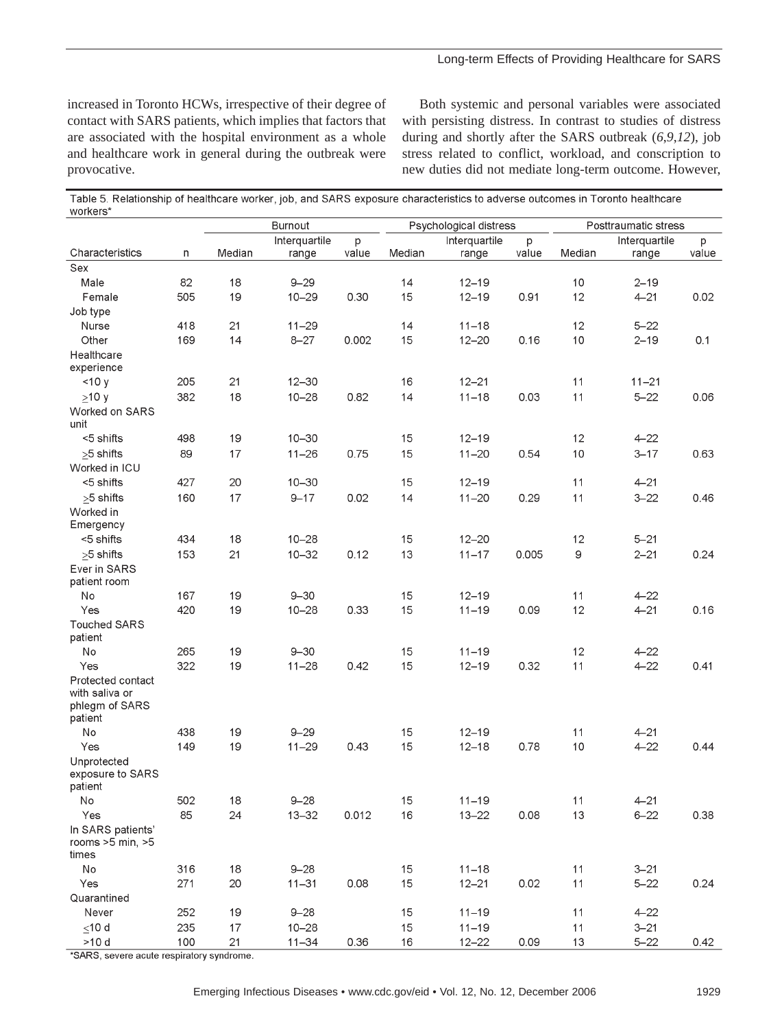increased in Toronto HCWs, irrespective of their degree of contact with SARS patients, which implies that factors that are associated with the hospital environment as a whole and healthcare work in general during the outbreak were provocative.

Both systemic and personal variables were associated with persisting distress. In contrast to studies of distress during and shortly after the SARS outbreak (*6*,*9*,*12*), job stress related to conflict, workload, and conscription to new duties did not mediate long-term outcome. However,

Table 5. Relationship of healthcare worker, job, and SARS exposure characteristics to adverse outcomes in Toronto healthcare workers*

| | | Burnout | | | Psychological distress | | | Posttraumatic stress | | |
|---|---|---|---|---|---|---|---|---|---|---|
| Characteristics | n | Median | Interquartile range | p value | Median | Interquartile range | p value | Median | Interquartile range | p value |
| Sex | | | | | | | | | | |
| Male | 82 | 18 | 9–29 | | 14 | 12–19 | | 10 | 2–19 | |
| Female | 505 | 19 | 10–29 | 0.30 | 15 | 12–19 | 0.91 | 12 | 4–21 | 0.02 |
| Job type | | | | | | | | | | |
| Nurse | 418 | 21 | 11–29 | | 14 | 11–18 | | 12 | 5–22 | |
| Other | 169 | 14 | 8–27 | 0.002 | 15 | 12–20 | 0.16 | 10 | 2–19 | 0.1 |
| Healthcare experience | | | | | | | | | | |
| <10 y | 205 | 21 | 12–30 | | 16 | 12–21 | | 11 | 11–21 | |
| ≥10 y | 382 | 18 | 10–28 | 0.82 | 14 | 11–18 | 0.03 | 11 | 5–22 | 0.06 |
| Worked on SARS unit | | | | | | | | | | |
| <5 shifts | 498 | 19 | 10–30 | | 15 | 12–19 | | 12 | 4–22 | |
| ≥5 shifts | 89 | 17 | 11–26 | 0.75 | 15 | 11–20 | 0.54 | 10 | 3–17 | 0.63 |
| Worked in ICU | | | | | | | | | | |
| <5 shifts | 427 | 20 | 10–30 | | 15 | 12–19 | | 11 | 4–21 | |
| ≥5 shifts | 160 | 17 | 9–17 | 0.02 | 14 | 11–20 | 0.29 | 11 | 3–22 | 0.46 |
| Worked in Emergency | | | | | | | | | | |
| <5 shifts | 434 | 18 | 10–28 | | 15 | 12–20 | | 12 | 5–21 | |
| ≥5 shifts | 153 | 21 | 10–32 | 0.12 | 13 | 11–17 | 0.005 | 9 | 2–21 | 0.24 |
| Ever in SARS patient room | | | | | | | | | | |
| No | 167 | 19 | 9–30 | | 15 | 12–19 | | 11 | 4–22 | |
| Yes | 420 | 19 | 10–28 | 0.33 | 15 | 11–19 | 0.09 | 12 | 4–21 | 0.16 |
| Touched SARS patient | | | | | | | | | | |
| No | 265 | 19 | 9–30 | | 15 | 11–19 | | 12 | 4–22 | |
| Yes | 322 | 19 | 11–28 | 0.42 | 15 | 12–19 | 0.32 | 11 | 4–22 | 0.41 |
| Protected contact with saliva or phlegm of SARS patient | | | | | | | | | | |
| No | 438 | 19 | 9–29 | | 15 | 12–19 | | 11 | 4–21 | |
| Yes | 149 | 19 | 11–29 | 0.43 | 15 | 12–18 | 0.78 | 10 | 4–22 | 0.44 |
| Unprotected exposure to SARS patient | | | | | | | | | | |
| No | 502 | 18 | 9–28 | | 15 | 11–19 | | 11 | 4–21 | |
| Yes | 85 | 24 | 13–32 | 0.012 | 16 | 13–22 | 0.08 | 13 | 6–22 | 0.38 |
| In SARS patients' rooms >5 min, >5 times | | | | | | | | | | |
| No | 316 | 18 | 9–28 | | 15 | 11–18 | | 11 | 3–21 | |
| Yes | 271 | 20 | 11–31 | 0.08 | 15 | 12–21 | 0.02 | 11 | 5–22 | 0.24 |
| Quarantined | | | | | | | | | | |
| Never | 252 | 19 | 9–28 | | 15 | 11–19 | | 11 | 4–22 | |
| ≤10 d | 235 | 17 | 10–28 | | 15 | 11–19 | | 11 | 3–21 | |
| >10 d | 100 | 21 | 11–34 | 0.36 | 16 | 12–22 | 0.09 | 13 | 5–22 | 0.42 |

*SARS, severe acute respiratory syndrome.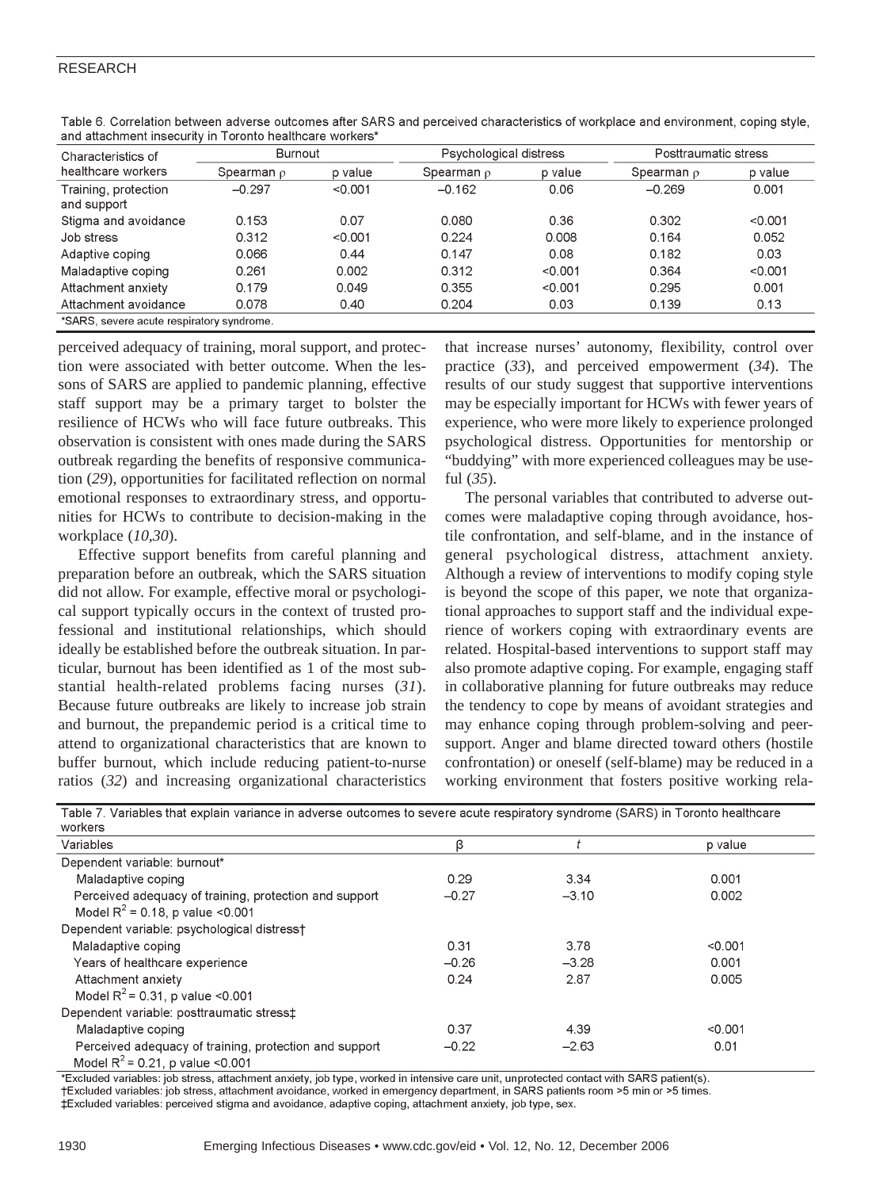Table 6. Correlation between adverse outcomes after SARS and perceived characteristics of workplace and environment, coping style, and attachment insecurity in Toronto healthcare workers*

| Characteristics of healthcare workers | Burnout | | Psychological distress | | Posttraumatic stress | |
|---|---|---|---|---|---|---|
| | Spearman ρ | p value | Spearman ρ | p value | Spearman ρ | p value |
| Training, protection and support | –0.297 | <0.001 | –0.162 | 0.06 | –0.269 | 0.001 |
| Stigma and avoidance | 0.153 | 0.07 | 0.080 | 0.36 | 0.302 | <0.001 |
| Job stress | 0.312 | <0.001 | 0.224 | 0.008 | 0.164 | 0.052 |
| Adaptive coping | 0.066 | 0.44 | 0.147 | 0.08 | 0.182 | 0.03 |
| Maladaptive coping | 0.261 | 0.002 | 0.312 | <0.001 | 0.364 | <0.001 |
| Attachment anxiety | 0.179 | 0.049 | 0.355 | <0.001 | 0.295 | 0.001 |
| Attachment avoidance | 0.078 | 0.40 | 0.204 | 0.03 | 0.139 | 0.13 |

*SARS, severe acute respiratory syndrome.

perceived adequacy of training, moral support, and protection were associated with better outcome. When the lessons of SARS are applied to pandemic planning, effective staff support may be a primary target to bolster the resilience of HCWs who will face future outbreaks. This observation is consistent with ones made during the SARS outbreak regarding the benefits of responsive communication (*29*), opportunities for facilitated reflection on normal emotional responses to extraordinary stress, and opportunities for HCWs to contribute to decision-making in the workplace (*10*,*30*).

Effective support benefits from careful planning and preparation before an outbreak, which the SARS situation did not allow. For example, effective moral or psychological support typically occurs in the context of trusted professional and institutional relationships, which should ideally be established before the outbreak situation. In particular, burnout has been identified as 1 of the most substantial health-related problems facing nurses (*31*). Because future outbreaks are likely to increase job strain and burnout, the prepandemic period is a critical time to attend to organizational characteristics that are known to buffer burnout, which include reducing patient-to-nurse ratios (*32*) and increasing organizational characteristics that increase nurses' autonomy, flexibility, control over practice (*33*), and perceived empowerment (*34*). The results of our study suggest that supportive interventions may be especially important for HCWs with fewer years of experience, who were more likely to experience prolonged psychological distress. Opportunities for mentorship or "buddying" with more experienced colleagues may be useful (*35*).

The personal variables that contributed to adverse outcomes were maladaptive coping through avoidance, hostile confrontation, and self-blame, and in the instance of general psychological distress, attachment anxiety. Although a review of interventions to modify coping style is beyond the scope of this paper, we note that organizational approaches to support staff and the individual experience of workers coping with extraordinary events are related. Hospital-based interventions to support staff may also promote adaptive coping. For example, engaging staff in collaborative planning for future outbreaks may reduce the tendency to cope by means of avoidant strategies and may enhance coping through problem-solving and peer-support. Anger and blame directed toward others (hostile confrontation) or oneself (self-blame) may be reduced in a working environment that fosters positive working rela-

Table 7. Variables that explain variance in adverse outcomes to severe acute respiratory syndrome (SARS) in Toronto healthcare workers

| Variables | β | *t* | p value |
|---|---|---|---|
| Dependent variable: burnout* | | | |
| Maladaptive coping | 0.29 | 3.34 | 0.001 |
| Perceived adequacy of training, protection and support | –0.27 | –3.10 | 0.002 |
| Model $R^2$ = 0.18, p value <0.001 | | | |
| Dependent variable: psychological distress† | | | |
| Maladaptive coping | 0.31 | 3.78 | <0.001 |
| Years of healthcare experience | –0.26 | –3.28 | 0.001 |
| Attachment anxiety | 0.24 | 2.87 | 0.005 |
| Model $R^2$ = 0.31, p value <0.001 | | | |
| Dependent variable: posttraumatic stress‡ | | | |
| Maladaptive coping | 0.37 | 4.39 | <0.001 |
| Perceived adequacy of training, protection and support | –0.22 | –2.63 | 0.01 |
| Model $R^2$ = 0.21, p value <0.001 | | | |

*Excluded variables: job stress, attachment anxiety, job type, worked in intensive care unit, unprotected contact with SARS patient(s).
†Excluded variables: job stress, attachment avoidance, worked in emergency department, in SARS patients room >5 min or >5 times.
‡Excluded variables: perceived stigma and avoidance, adaptive coping, attachment anxiety, job type, sex.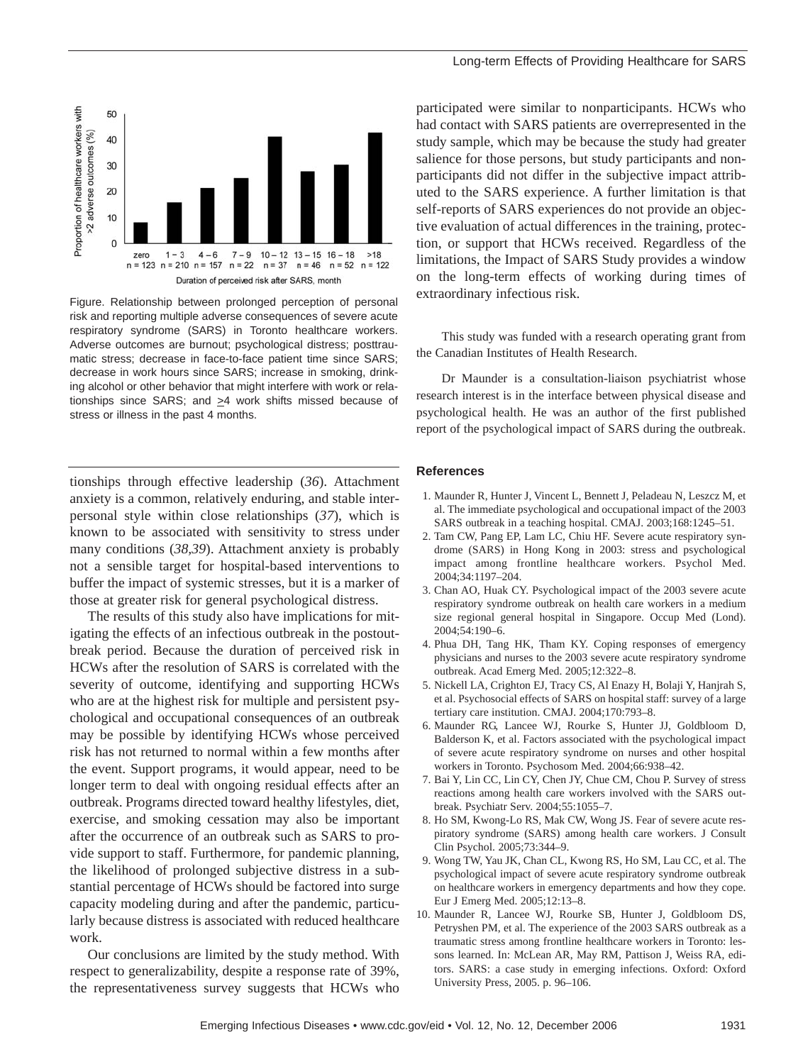Proportion of healthcare workers with >2 adverse outcomes (%)

50
40
30
20
10
0

zero n = 123
1 – 3 n = 210
4 – 6 n = 157
7 – 9 n = 22
10 – 12 n = 37
13 – 15 n = 46
16 – 18 n = 52
>18 n = 122

Duration of perceived risk after SARS, month

Figure. Relationship between prolonged perception of personal risk and reporting multiple adverse consequences of severe acute respiratory syndrome (SARS) in Toronto healthcare workers. Adverse outcomes are burnout; psychological distress; posttraumatic stress; decrease in face-to-face patient time since SARS; decrease in work hours since SARS; increase in smoking, drinking alcohol or other behavior that might interfere with work or relationships since SARS; and ≥4 work shifts missed because of stress or illness in the past 4 months.

tionships through effective leadership (*36*). Attachment anxiety is a common, relatively enduring, and stable interpersonal style within close relationships (*37*), which is known to be associated with sensitivity to stress under many conditions (*38,39*). Attachment anxiety is probably not a sensible target for hospital-based interventions to buffer the impact of systemic stresses, but it is a marker of those at greater risk for general psychological distress.

The results of this study also have implications for mitigating the effects of an infectious outbreak in the postoutbreak period. Because the duration of perceived risk in HCWs after the resolution of SARS is correlated with the severity of outcome, identifying and supporting HCWs who are at the highest risk for multiple and persistent psychological and occupational consequences of an outbreak may be possible by identifying HCWs whose perceived risk has not returned to normal within a few months after the event. Support programs, it would appear, need to be longer term to deal with ongoing residual effects after an outbreak. Programs directed toward healthy lifestyles, diet, exercise, and smoking cessation may also be important after the occurrence of an outbreak such as SARS to provide support to staff. Furthermore, for pandemic planning, the likelihood of prolonged subjective distress in a substantial percentage of HCWs should be factored into surge capacity modeling during and after the pandemic, particularly because distress is associated with reduced healthcare work.

Our conclusions are limited by the study method. With respect to generalizability, despite a response rate of 39%, the representativeness survey suggests that HCWs who participated were similar to nonparticipants. HCWs who had contact with SARS patients are overrepresented in the study sample, which may be because the study had greater salience for those persons, but study participants and nonparticipants did not differ in the subjective impact attributed to the SARS experience. A further limitation is that self-reports of SARS experiences do not provide an objective evaluation of actual differences in the training, protection, or support that HCWs received. Regardless of the limitations, the Impact of SARS Study provides a window on the long-term effects of working during times of extraordinary infectious risk.

This study was funded with a research operating grant from the Canadian Institutes of Health Research.

Dr Maunder is a consultation-liaison psychiatrist whose research interest is in the interface between physical disease and psychological health. He was an author of the first published report of the psychological impact of SARS during the outbreak.

## References

1. Maunder R, Hunter J, Vincent L, Bennett J, Peladeau N, Leszcz M, et al. The immediate psychological and occupational impact of the 2003 SARS outbreak in a teaching hospital. CMAJ. 2003;168:1245–51.
2. Tam CW, Pang EP, Lam LC, Chiu HF. Severe acute respiratory syndrome (SARS) in Hong Kong in 2003: stress and psychological impact among frontline healthcare workers. Psychol Med. 2004;34:1197–204.
3. Chan AO, Huak CY. Psychological impact of the 2003 severe acute respiratory syndrome outbreak on health care workers in a medium size regional general hospital in Singapore. Occup Med (Lond). 2004;54:190–6.
4. Phua DH, Tang HK, Tham KY. Coping responses of emergency physicians and nurses to the 2003 severe acute respiratory syndrome outbreak. Acad Emerg Med. 2005;12:322–8.
5. Nickell LA, Crighton EJ, Tracy CS, Al Enazy H, Bolaji Y, Hanjrah S, et al. Psychosocial effects of SARS on hospital staff: survey of a large tertiary care institution. CMAJ. 2004;170:793–8.
6. Maunder RG, Lancee WJ, Rourke S, Hunter JJ, Goldbloom D, Balderson K, et al. Factors associated with the psychological impact of severe acute respiratory syndrome on nurses and other hospital workers in Toronto. Psychosom Med. 2004;66:938–42.
7. Bai Y, Lin CC, Lin CY, Chen JY, Chue CM, Chou P. Survey of stress reactions among health care workers involved with the SARS outbreak. Psychiatr Serv. 2004;55:1055–7.
8. Ho SM, Kwong-Lo RS, Mak CW, Wong JS. Fear of severe acute respiratory syndrome (SARS) among health care workers. J Consult Clin Psychol. 2005;73:344–9.
9. Wong TW, Yau JK, Chan CL, Kwong RS, Ho SM, Lau CC, et al. The psychological impact of severe acute respiratory syndrome outbreak on healthcare workers in emergency departments and how they cope. Eur J Emerg Med. 2005;12:13–8.
10. Maunder R, Lancee WJ, Rourke SB, Hunter J, Goldbloom DS, Petryshen PM, et al. The experience of the 2003 SARS outbreak as a traumatic stress among frontline healthcare workers in Toronto: lessons learned. In: McLean AR, May RM, Pattison J, Weiss RA, editors. SARS: a case study in emerging infections. Oxford: Oxford University Press, 2005. p. 96–106.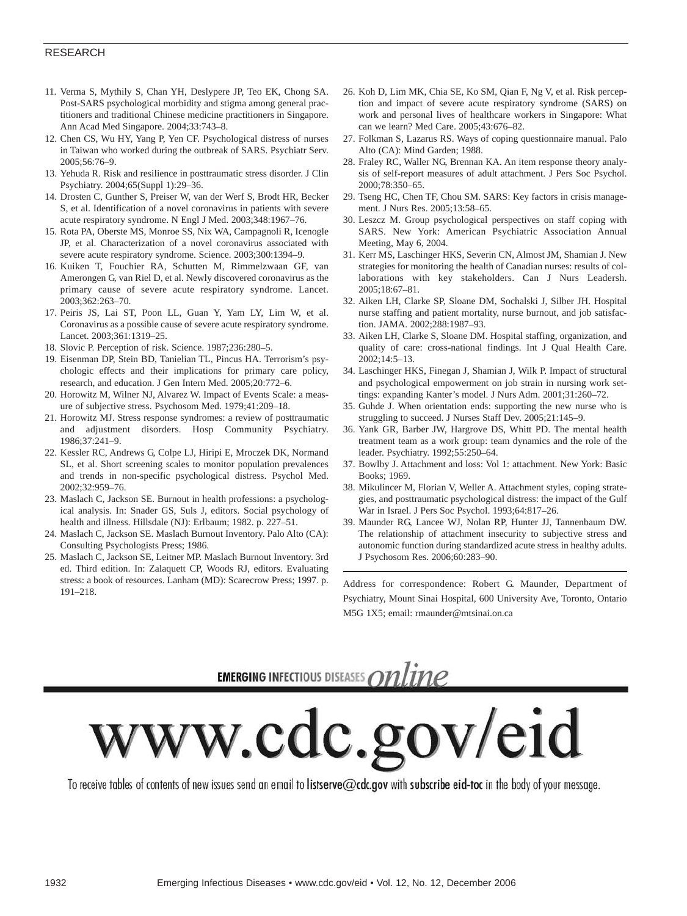11. Verma S, Mythily S, Chan YH, Deslypere JP, Teo EK, Chong SA. Post-SARS psychological morbidity and stigma among general practitioners and traditional Chinese medicine practitioners in Singapore. Ann Acad Med Singapore. 2004;33:743–8.
12. Chen CS, Wu HY, Yang P, Yen CF. Psychological distress of nurses in Taiwan who worked during the outbreak of SARS. Psychiatr Serv. 2005;56:76–9.
13. Yehuda R. Risk and resilience in posttraumatic stress disorder. J Clin Psychiatry. 2004;65(Suppl 1):29–36.
14. Drosten C, Gunther S, Preiser W, van der Werf S, Brodt HR, Becker S, et al. Identification of a novel coronavirus in patients with severe acute respiratory syndrome. N Engl J Med. 2003;348:1967–76.
15. Rota PA, Oberste MS, Monroe SS, Nix WA, Campagnoli R, Icenogle JP, et al. Characterization of a novel coronavirus associated with severe acute respiratory syndrome. Science. 2003;300:1394–9.
16. Kuiken T, Fouchier RA, Schutten M, Rimmelzwaan GF, van Amerongen G, van Riel D, et al. Newly discovered coronavirus as the primary cause of severe acute respiratory syndrome. Lancet. 2003;362:263–70.
17. Peiris JS, Lai ST, Poon LL, Guan Y, Yam LY, Lim W, et al. Coronavirus as a possible cause of severe acute respiratory syndrome. Lancet. 2003;361:1319–25.
18. Slovic P. Perception of risk. Science. 1987;236:280–5.
19. Eisenman DP, Stein BD, Tanielian TL, Pincus HA. Terrorism's psychologic effects and their implications for primary care policy, research, and education. J Gen Intern Med. 2005;20:772–6.
20. Horowitz M, Wilner NJ, Alvarez W. Impact of Events Scale: a measure of subjective stress. Psychosom Med. 1979;41:209–18.
21. Horowitz MJ. Stress response syndromes: a review of posttraumatic and adjustment disorders. Hosp Community Psychiatry. 1986;37:241–9.
22. Kessler RC, Andrews G, Colpe LJ, Hiripi E, Mroczek DK, Normand SL, et al. Short screening scales to monitor population prevalences and trends in non-specific psychological distress. Psychol Med. 2002;32:959–76.
23. Maslach C, Jackson SE. Burnout in health professions: a psychological analysis. In: Snader GS, Suls J, editors. Social psychology of health and illness. Hillsdale (NJ): Erlbaum; 1982. p. 227–51.
24. Maslach C, Jackson SE. Maslach Burnout Inventory. Palo Alto (CA): Consulting Psychologists Press; 1986.
25. Maslach C, Jackson SE, Leitner MP. Maslach Burnout Inventory. 3rd ed. Third edition. In: Zalaquett CP, Woods RJ, editors. Evaluating stress: a book of resources. Lanham (MD): Scarecrow Press; 1997. p. 191–218.
26. Koh D, Lim MK, Chia SE, Ko SM, Qian F, Ng V, et al. Risk perception and impact of severe acute respiratory syndrome (SARS) on work and personal lives of healthcare workers in Singapore: What can we learn? Med Care. 2005;43:676–82.
27. Folkman S, Lazarus RS. Ways of coping questionnaire manual. Palo Alto (CA): Mind Garden; 1988.
28. Fraley RC, Waller NG, Brennan KA. An item response theory analysis of self-report measures of adult attachment. J Pers Soc Psychol. 2000;78:350–65.
29. Tseng HC, Chen TF, Chou SM. SARS: Key factors in crisis management. J Nurs Res. 2005;13:58–65.
30. Leszcz M. Group psychological perspectives on staff coping with SARS. New York: American Psychiatric Association Annual Meeting, May 6, 2004.
31. Kerr MS, Laschinger HKS, Severin CN, Almost JM, Shamian J. New strategies for monitoring the health of Canadian nurses: results of collaborations with key stakeholders. Can J Nurs Leadersh. 2005;18:67–81.
32. Aiken LH, Clarke SP, Sloane DM, Sochalski J, Silber JH. Hospital nurse staffing and patient mortality, nurse burnout, and job satisfaction. JAMA. 2002;288:1987–93.
33. Aiken LH, Clarke S, Sloane DM. Hospital staffing, organization, and quality of care: cross-national findings. Int J Qual Health Care. 2002;14:5–13.
34. Laschinger HKS, Finegan J, Shamian J, Wilk P. Impact of structural and psychological empowerment on job strain in nursing work settings: expanding Kanter's model. J Nurs Adm. 2001;31:260–72.
35. Guhde J. When orientation ends: supporting the new nurse who is struggling to succeed. J Nurses Staff Dev. 2005;21:145–9.
36. Yank GR, Barber JW, Hargrove DS, Whitt PD. The mental health treatment team as a work group: team dynamics and the role of the leader. Psychiatry. 1992;55:250–64.
37. Bowlby J. Attachment and loss: Vol 1: attachment. New York: Basic Books; 1969.
38. Mikulincer M, Florian V, Weller A. Attachment styles, coping strategies, and posttraumatic psychological distress: the impact of the Gulf War in Israel. J Pers Soc Psychol. 1993;64:817–26.
39. Maunder RG, Lancee WJ, Nolan RP, Hunter JJ, Tannenbaum DW. The relationship of attachment insecurity to subjective stress and autonomic function during standardized acute stress in healthy adults. J Psychosom Res. 2006;60:283–90.

Address for correspondence: Robert G. Maunder, Department of Psychiatry, Mount Sinai Hospital, 600 University Ave, Toronto, Ontario M5G 1X5; email: rmaunder@mtsinai.on.ca

EMERGING INFECTIOUS DISEASES *online*

www.cdc.gov/eid

To receive tables of contents of new issues send an email to **listserve@cdc.gov** with **subscribe eid-toc** in the body of your message.